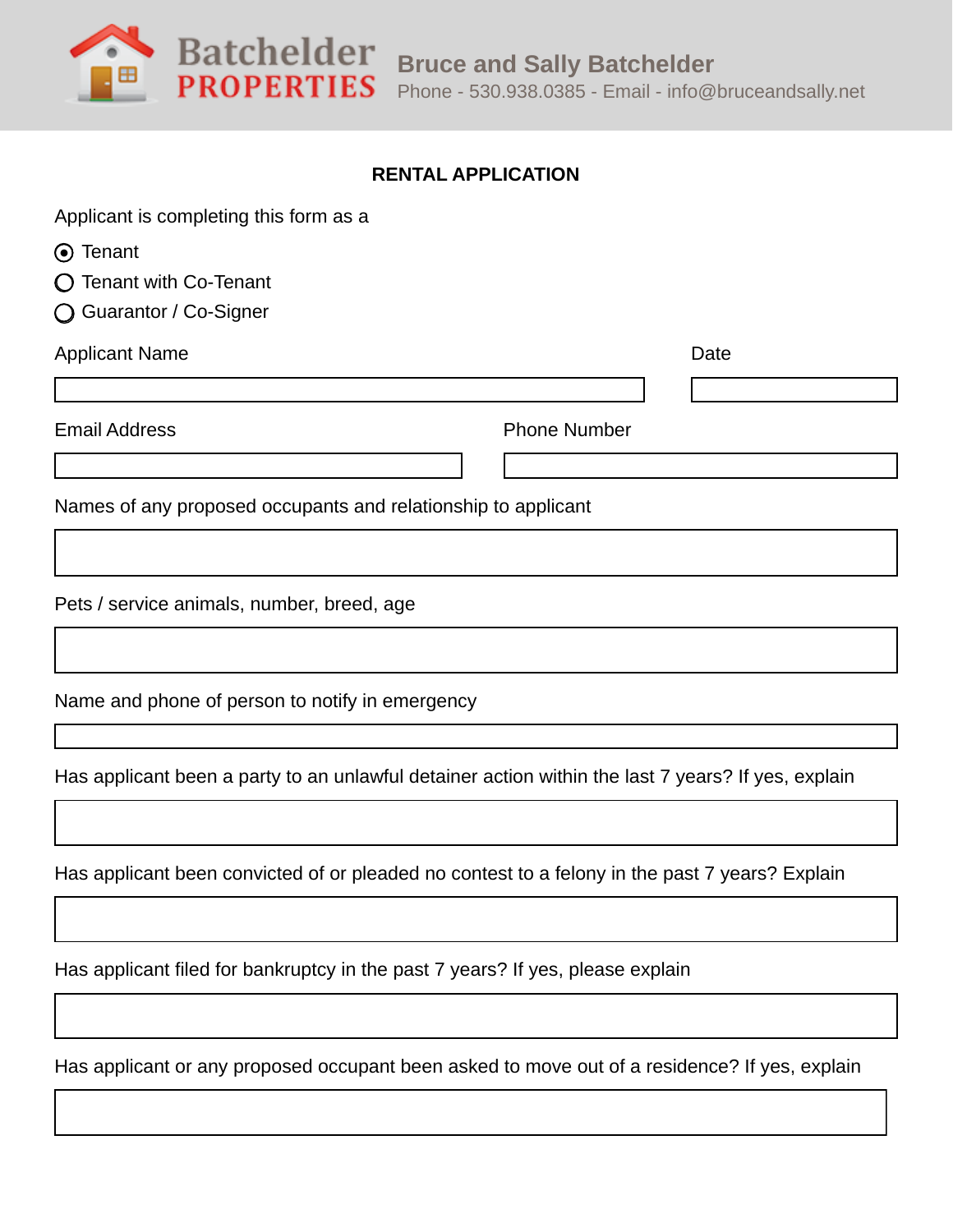**Batchelder PROPERTIES**

**Bruce and Sally Batchelder**
Phone - 530.938.0385 - Email - info@bruceandsally.net

## RENTAL APPLICATION

Applicant is completing this form as a

- (●) Tenant
- ( ) Tenant with Co-Tenant
- ( ) Guarantor / Co-Signer

Applicant Name

Date

Email Address

Phone Number

Names of any proposed occupants and relationship to applicant

Pets / service animals, number, breed, age

Name and phone of person to notify in emergency

Has applicant been a party to an unlawful detainer action within the last 7 years? If yes, explain

Has applicant been convicted of or pleaded no contest to a felony in the past 7 years? Explain

Has applicant filed for bankruptcy in the past 7 years? If yes, please explain

Has applicant or any proposed occupant been asked to move out of a residence? If yes, explain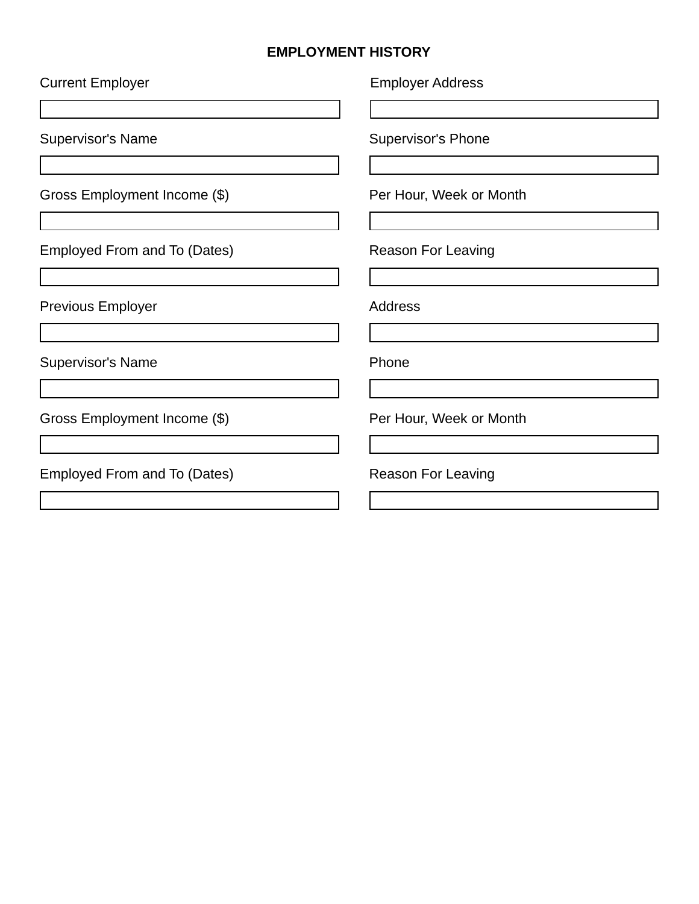# EMPLOYMENT HISTORY

| Current Employer | Employer Address |
| --- | --- |
| | |

| Supervisor's Name | Supervisor's Phone |
| --- | --- |
| | |

| Gross Employment Income ($) | Per Hour, Week or Month |
| --- | --- |
| | |

| Employed From and To (Dates) | Reason For Leaving |
| --- | --- |
| | |

| Previous Employer | Address |
| --- | --- |
| | |

| Supervisor's Name | Phone |
| --- | --- |
| | |

| Gross Employment Income ($) | Per Hour, Week or Month |
| --- | --- |
| | |

| Employed From and To (Dates) | Reason For Leaving |
| --- | --- |
| | |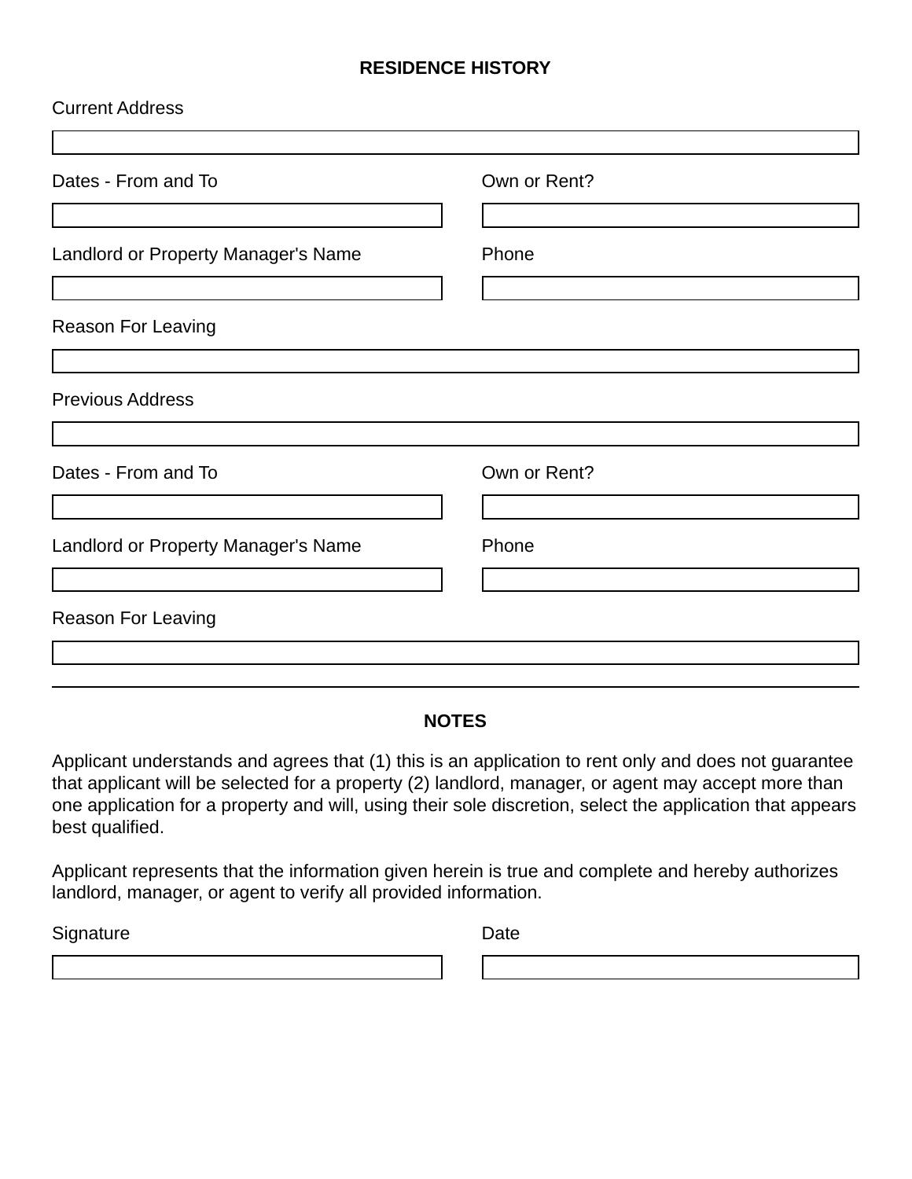## RESIDENCE HISTORY

Current Address

Dates - From and To

Own or Rent?

Landlord or Property Manager's Name

Phone

Reason For Leaving

Previous Address

Dates - From and To

Own or Rent?

Landlord or Property Manager's Name

Phone

Reason For Leaving

---

## NOTES

Applicant understands and agrees that (1) this is an application to rent only and does not guarantee that applicant will be selected for a property (2) landlord, manager, or agent may accept more than one application for a property and will, using their sole discretion, select the application that appears best qualified.

Applicant represents that the information given herein is true and complete and hereby authorizes landlord, manager, or agent to verify all provided information.

Signature

Date